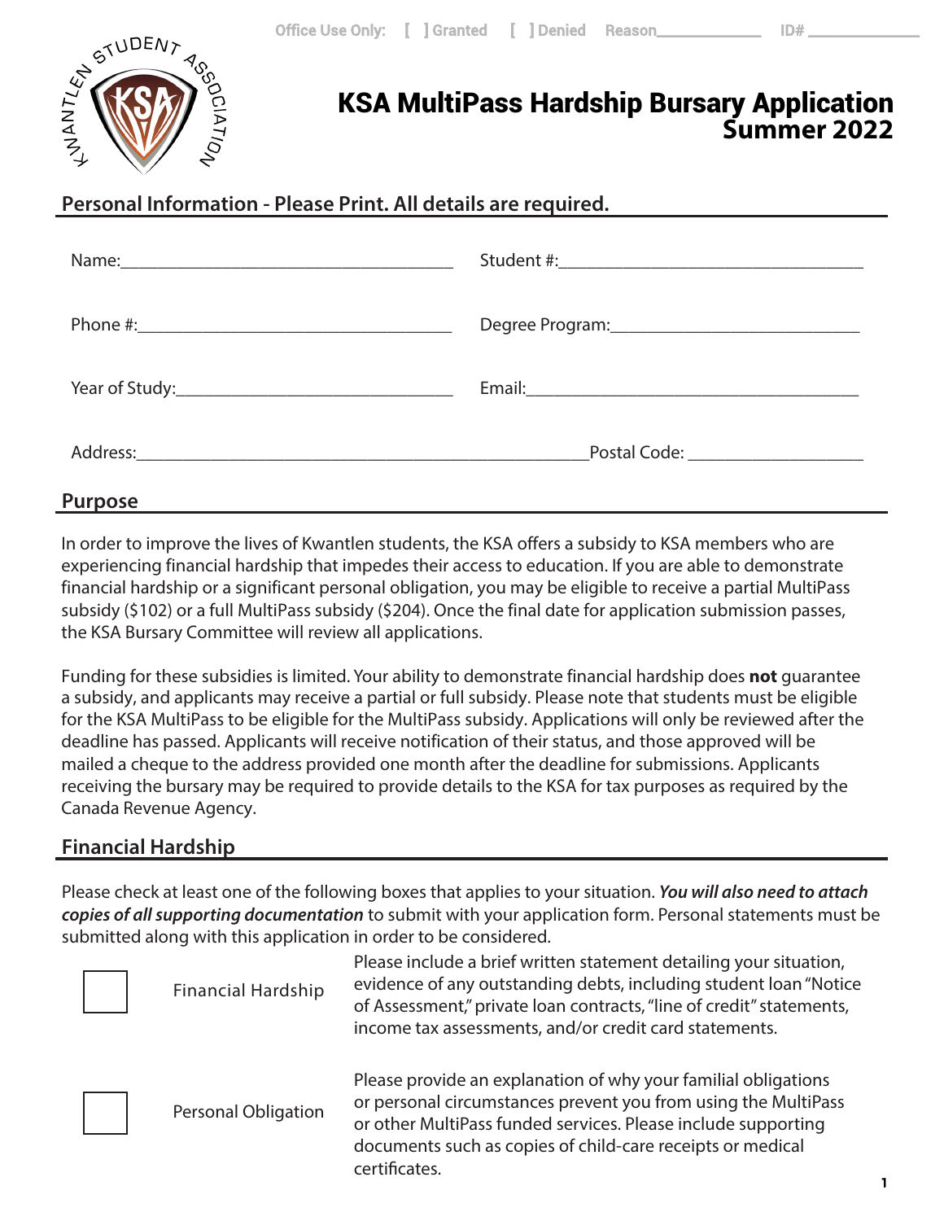Office Use Only: [ ] Granted [ ] Denied Reason\_\_\_\_\_\_\_\_\_\_\_\_ ID# \_\_\_\_\_\_\_\_\_\_\_\_

# KSA MultiPass Hardship Bursary Application
## Summer 2022

## Personal Information - Please Print. All details are required.

Name:\_\_\_\_\_\_\_\_\_\_\_\_\_\_\_\_\_\_\_\_\_\_\_\_\_\_\_\_\_\_ Student #:\_\_\_\_\_\_\_\_\_\_\_\_\_\_\_\_\_\_\_\_\_\_\_\_\_\_\_\_

Phone #:\_\_\_\_\_\_\_\_\_\_\_\_\_\_\_\_\_\_\_\_\_\_\_\_\_\_\_\_ Degree Program:\_\_\_\_\_\_\_\_\_\_\_\_\_\_\_\_\_\_\_\_\_\_

Year of Study:\_\_\_\_\_\_\_\_\_\_\_\_\_\_\_\_\_\_\_\_\_\_\_\_ Email:\_\_\_\_\_\_\_\_\_\_\_\_\_\_\_\_\_\_\_\_\_\_\_\_\_\_\_\_\_\_

Address:\_\_\_\_\_\_\_\_\_\_\_\_\_\_\_\_\_\_\_\_\_\_\_\_\_\_\_\_\_\_\_\_\_\_\_\_\_\_\_\_\_\_Postal Code: \_\_\_\_\_\_\_\_\_\_\_\_\_\_\_\_

## Purpose

In order to improve the lives of Kwantlen students, the KSA offers a subsidy to KSA members who are experiencing financial hardship that impedes their access to education. If you are able to demonstrate financial hardship or a significant personal obligation, you may be eligible to receive a partial MultiPass subsidy ($102) or a full MultiPass subsidy ($204). Once the final date for application submission passes, the KSA Bursary Committee will review all applications.

Funding for these subsidies is limited. Your ability to demonstrate financial hardship does **not** guarantee a subsidy, and applicants may receive a partial or full subsidy. Please note that students must be eligible for the KSA MultiPass to be eligible for the MultiPass subsidy. Applications will only be reviewed after the deadline has passed. Applicants will receive notification of their status, and those approved will be mailed a cheque to the address provided one month after the deadline for submissions. Applicants receiving the bursary may be required to provide details to the KSA for tax purposes as required by the Canada Revenue Agency.

## Financial Hardship

Please check at least one of the following boxes that applies to your situation. ***You will also need to attach copies of all supporting documentation*** to submit with your application form. Personal statements must be submitted along with this application in order to be considered.

| | | |
|---|---|---|
| ☐ | Financial Hardship | Please include a brief written statement detailing your situation, evidence of any outstanding debts, including student loan "Notice of Assessment," private loan contracts, "line of credit" statements, income tax assessments, and/or credit card statements. |
| ☐ | Personal Obligation | Please provide an explanation of why your familial obligations or personal circumstances prevent you from using the MultiPass or other MultiPass funded services. Please include supporting documents such as copies of child-care receipts or medical certificates. |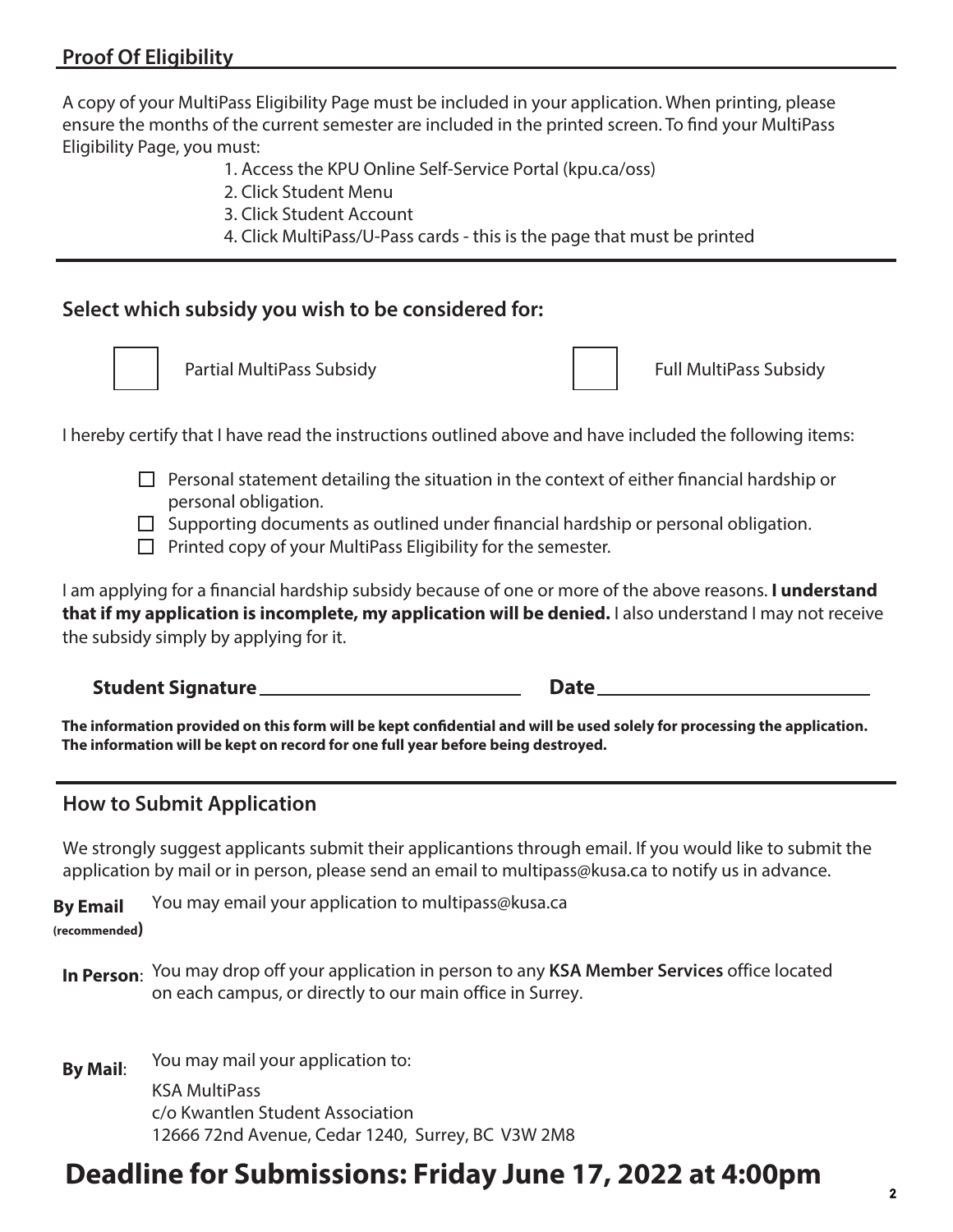## Proof Of Eligibility

A copy of your MultiPass Eligibility Page must be included in your application. When printing, please ensure the months of the current semester are included in the printed screen. To find your MultiPass Eligibility Page, you must:

1. Access the KPU Online Self-Service Portal (kpu.ca/oss)
2. Click Student Menu
3. Click Student Account
4. Click MultiPass/U-Pass cards - this is the page that must be printed

### Select which subsidy you wish to be considered for:

☐ Partial MultiPass Subsidy ☐ Full MultiPass Subsidy

I hereby certify that I have read the instructions outlined above and have included the following items:

- ☐ Personal statement detailing the situation in the context of either financial hardship or personal obligation.
- ☐ Supporting documents as outlined under financial hardship or personal obligation.
- ☐ Printed copy of your MultiPass Eligibility for the semester.

I am applying for a financial hardship subsidy because of one or more of the above reasons. **I understand that if my application is incomplete, my application will be denied.** I also understand I may not receive the subsidy simply by applying for it.

**Student Signature** ____________________ **Date** ____________________

**The information provided on this form will be kept confidential and will be used solely for processing the application. The information will be kept on record for one full year before being destroyed.**

### How to Submit Application

We strongly suggest applicants submit their applicantions through email. If you would like to submit the application by mail or in person, please send an email to multipass@kusa.ca to notify us in advance.

**By Email (recommended)** You may email your application to multipass@kusa.ca

**In Person**: You may drop off your application in person to any **KSA Member Services** office located on each campus, or directly to our main office in Surrey.

**By Mail**: You may mail your application to:

KSA MultiPass
c/o Kwantlen Student Association
12666 72nd Avenue, Cedar 1240, Surrey, BC V3W 2M8

# Deadline for Submissions: Friday June 17, 2022 at 4:00pm